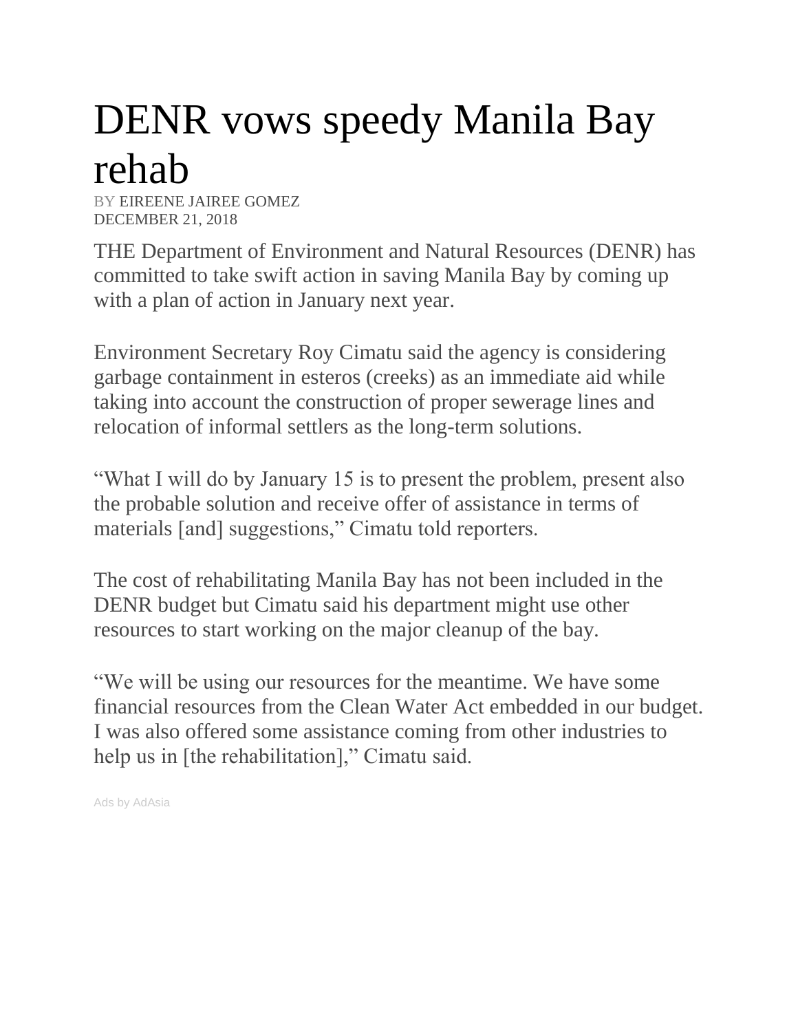# DENR vows speedy Manila Bay rehab

BY EIREENE JAIREE GOMEZ
DECEMBER 21, 2018

THE Department of Environment and Natural Resources (DENR) has committed to take swift action in saving Manila Bay by coming up with a plan of action in January next year.

Environment Secretary Roy Cimatu said the agency is considering garbage containment in esteros (creeks) as an immediate aid while taking into account the construction of proper sewerage lines and relocation of informal settlers as the long-term solutions.

"What I will do by January 15 is to present the problem, present also the probable solution and receive offer of assistance in terms of materials [and] suggestions," Cimatu told reporters.

The cost of rehabilitating Manila Bay has not been included in the DENR budget but Cimatu said his department might use other resources to start working on the major cleanup of the bay.

"We will be using our resources for the meantime. We have some financial resources from the Clean Water Act embedded in our budget. I was also offered some assistance coming from other industries to help us in [the rehabilitation]," Cimatu said.

Ads by AdAsia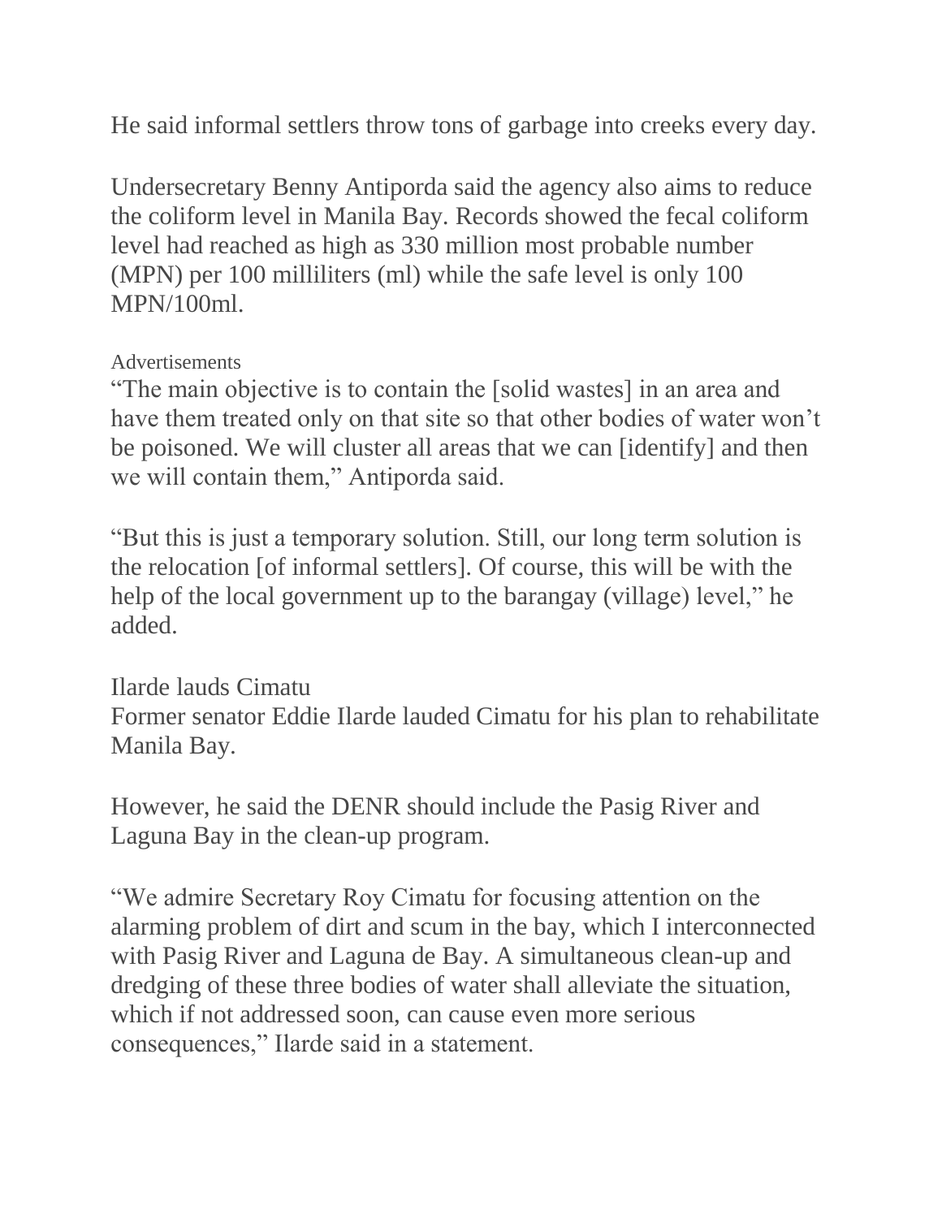He said informal settlers throw tons of garbage into creeks every day.

Undersecretary Benny Antiporda said the agency also aims to reduce the coliform level in Manila Bay. Records showed the fecal coliform level had reached as high as 330 million most probable number (MPN) per 100 milliliters (ml) while the safe level is only 100 MPN/100ml.

Advertisements

"The main objective is to contain the [solid wastes] in an area and have them treated only on that site so that other bodies of water won't be poisoned. We will cluster all areas that we can [identify] and then we will contain them," Antiporda said.

"But this is just a temporary solution. Still, our long term solution is the relocation [of informal settlers]. Of course, this will be with the help of the local government up to the barangay (village) level," he added.

Ilarde lauds Cimatu

Former senator Eddie Ilarde lauded Cimatu for his plan to rehabilitate Manila Bay.

However, he said the DENR should include the Pasig River and Laguna Bay in the clean-up program.

"We admire Secretary Roy Cimatu for focusing attention on the alarming problem of dirt and scum in the bay, which I interconnected with Pasig River and Laguna de Bay. A simultaneous clean-up and dredging of these three bodies of water shall alleviate the situation, which if not addressed soon, can cause even more serious consequences," Ilarde said in a statement.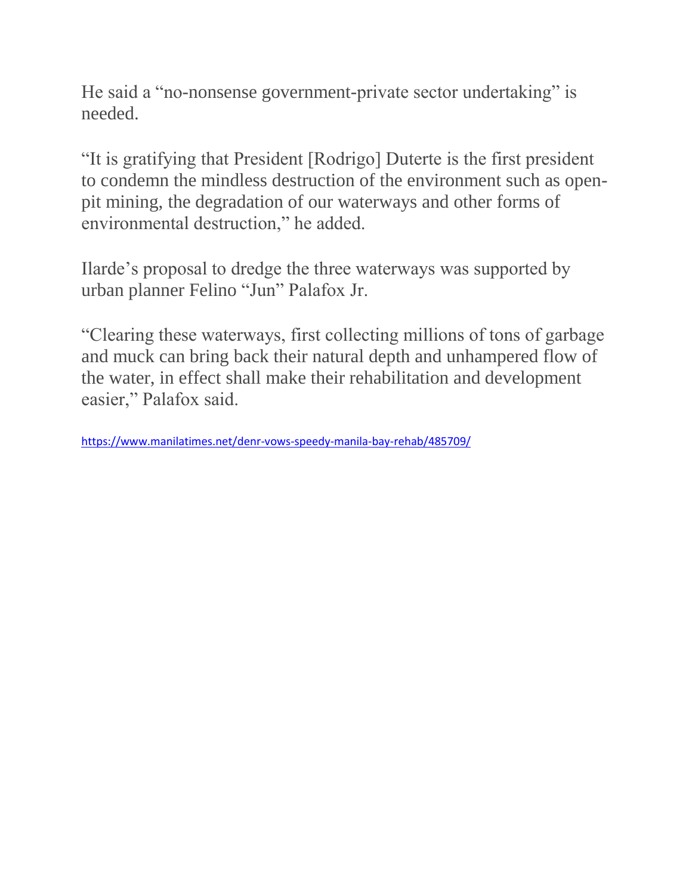He said a “no-nonsense government-private sector undertaking” is needed.

“It is gratifying that President [Rodrigo] Duterte is the first president to condemn the mindless destruction of the environment such as open-pit mining, the degradation of our waterways and other forms of environmental destruction,” he added.

Ilarde’s proposal to dredge the three waterways was supported by urban planner Felino “Jun” Palafox Jr.

“Clearing these waterways, first collecting millions of tons of garbage and muck can bring back their natural depth and unhampered flow of the water, in effect shall make their rehabilitation and development easier,” Palafox said.

https://www.manilatimes.net/denr-vows-speedy-manila-bay-rehab/485709/